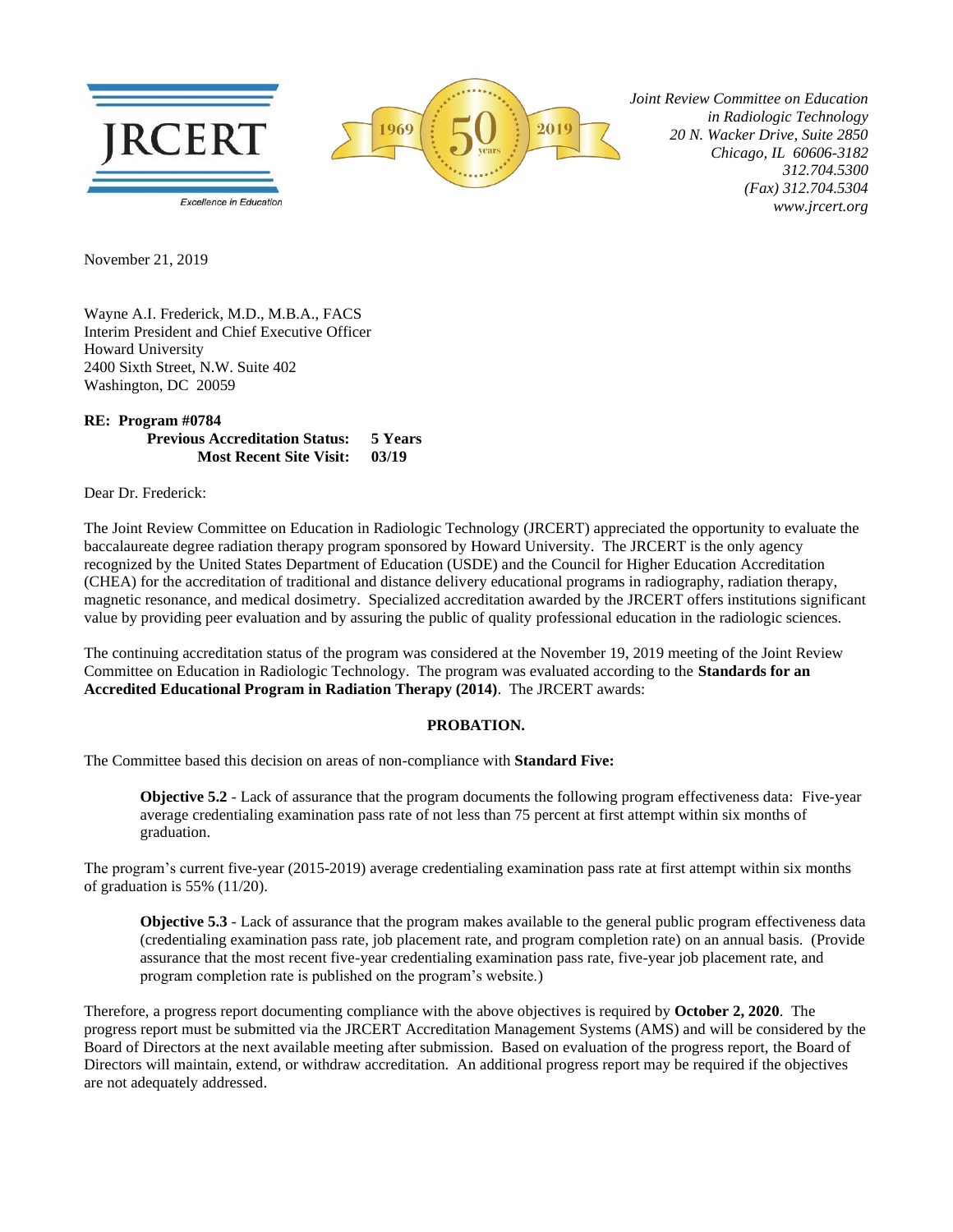JRCERT

Excellence in Education

1969 50 years 2019

*Joint Review Committee on Education in Radiologic Technology*
*20 N. Wacker Drive, Suite 2850*
*Chicago, IL 60606-3182*
*312.704.5300*
*(Fax) 312.704.5304*
*www.jrcert.org*

November 21, 2019

Wayne A.I. Frederick, M.D., M.B.A., FACS
Interim President and Chief Executive Officer
Howard University
2400 Sixth Street, N.W. Suite 402
Washington, DC 20059

**RE: Program #0784**
**Previous Accreditation Status: 5 Years**
**Most Recent Site Visit: 03/19**

Dear Dr. Frederick:

The Joint Review Committee on Education in Radiologic Technology (JRCERT) appreciated the opportunity to evaluate the baccalaureate degree radiation therapy program sponsored by Howard University. The JRCERT is the only agency recognized by the United States Department of Education (USDE) and the Council for Higher Education Accreditation (CHEA) for the accreditation of traditional and distance delivery educational programs in radiography, radiation therapy, magnetic resonance, and medical dosimetry. Specialized accreditation awarded by the JRCERT offers institutions significant value by providing peer evaluation and by assuring the public of quality professional education in the radiologic sciences.

The continuing accreditation status of the program was considered at the November 19, 2019 meeting of the Joint Review Committee on Education in Radiologic Technology. The program was evaluated according to the **Standards for an Accredited Educational Program in Radiation Therapy (2014)**. The JRCERT awards:

**PROBATION.**

The Committee based this decision on areas of non-compliance with **Standard Five:**

> **Objective 5.2** - Lack of assurance that the program documents the following program effectiveness data: Five-year average credentialing examination pass rate of not less than 75 percent at first attempt within six months of graduation.

The program's current five-year (2015-2019) average credentialing examination pass rate at first attempt within six months of graduation is 55% (11/20).

> **Objective 5.3** - Lack of assurance that the program makes available to the general public program effectiveness data (credentialing examination pass rate, job placement rate, and program completion rate) on an annual basis. (Provide assurance that the most recent five-year credentialing examination pass rate, five-year job placement rate, and program completion rate is published on the program's website.)

Therefore, a progress report documenting compliance with the above objectives is required by **October 2, 2020**. The progress report must be submitted via the JRCERT Accreditation Management Systems (AMS) and will be considered by the Board of Directors at the next available meeting after submission. Based on evaluation of the progress report, the Board of Directors will maintain, extend, or withdraw accreditation. An additional progress report may be required if the objectives are not adequately addressed.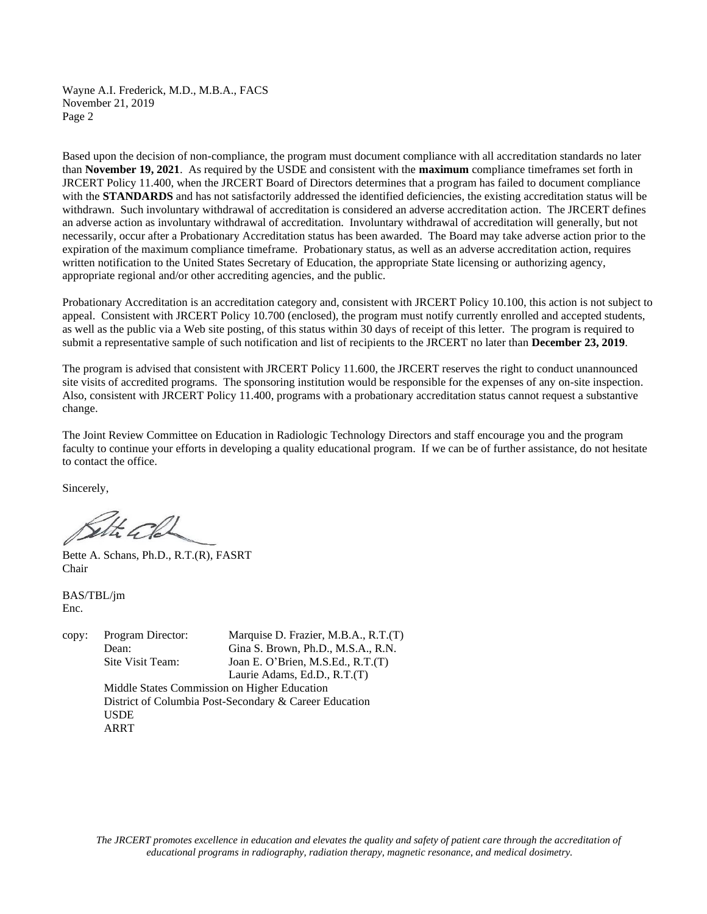Wayne A.I. Frederick, M.D., M.B.A., FACS
November 21, 2019
Page 2

Based upon the decision of non-compliance, the program must document compliance with all accreditation standards no later than **November 19, 2021**. As required by the USDE and consistent with the **maximum** compliance timeframes set forth in JRCERT Policy 11.400, when the JRCERT Board of Directors determines that a program has failed to document compliance with the **STANDARDS** and has not satisfactorily addressed the identified deficiencies, the existing accreditation status will be withdrawn. Such involuntary withdrawal of accreditation is considered an adverse accreditation action. The JRCERT defines an adverse action as involuntary withdrawal of accreditation. Involuntary withdrawal of accreditation will generally, but not necessarily, occur after a Probationary Accreditation status has been awarded. The Board may take adverse action prior to the expiration of the maximum compliance timeframe. Probationary status, as well as an adverse accreditation action, requires written notification to the United States Secretary of Education, the appropriate State licensing or authorizing agency, appropriate regional and/or other accrediting agencies, and the public.

Probationary Accreditation is an accreditation category and, consistent with JRCERT Policy 10.100, this action is not subject to appeal. Consistent with JRCERT Policy 10.700 (enclosed), the program must notify currently enrolled and accepted students, as well as the public via a Web site posting, of this status within 30 days of receipt of this letter. The program is required to submit a representative sample of such notification and list of recipients to the JRCERT no later than **December 23, 2019**.

The program is advised that consistent with JRCERT Policy 11.600, the JRCERT reserves the right to conduct unannounced site visits of accredited programs. The sponsoring institution would be responsible for the expenses of any on-site inspection. Also, consistent with JRCERT Policy 11.400, programs with a probationary accreditation status cannot request a substantive change.

The Joint Review Committee on Education in Radiologic Technology Directors and staff encourage you and the program faculty to continue your efforts in developing a quality educational program. If we can be of further assistance, do not hesitate to contact the office.

Sincerely,

Bette A. Schans, Ph.D., R.T.(R), FASRT
Chair

BAS/TBL/jm
Enc.

copy: Program Director: Marquise D. Frazier, M.B.A., R.T.(T)
Dean: Gina S. Brown, Ph.D., M.S.A., R.N.
Site Visit Team: Joan E. O'Brien, M.S.Ed., R.T.(T)
Laurie Adams, Ed.D., R.T.(T)
Middle States Commission on Higher Education
District of Columbia Post-Secondary & Career Education
USDE
ARRT

*The JRCERT promotes excellence in education and elevates the quality and safety of patient care through the accreditation of educational programs in radiography, radiation therapy, magnetic resonance, and medical dosimetry.*